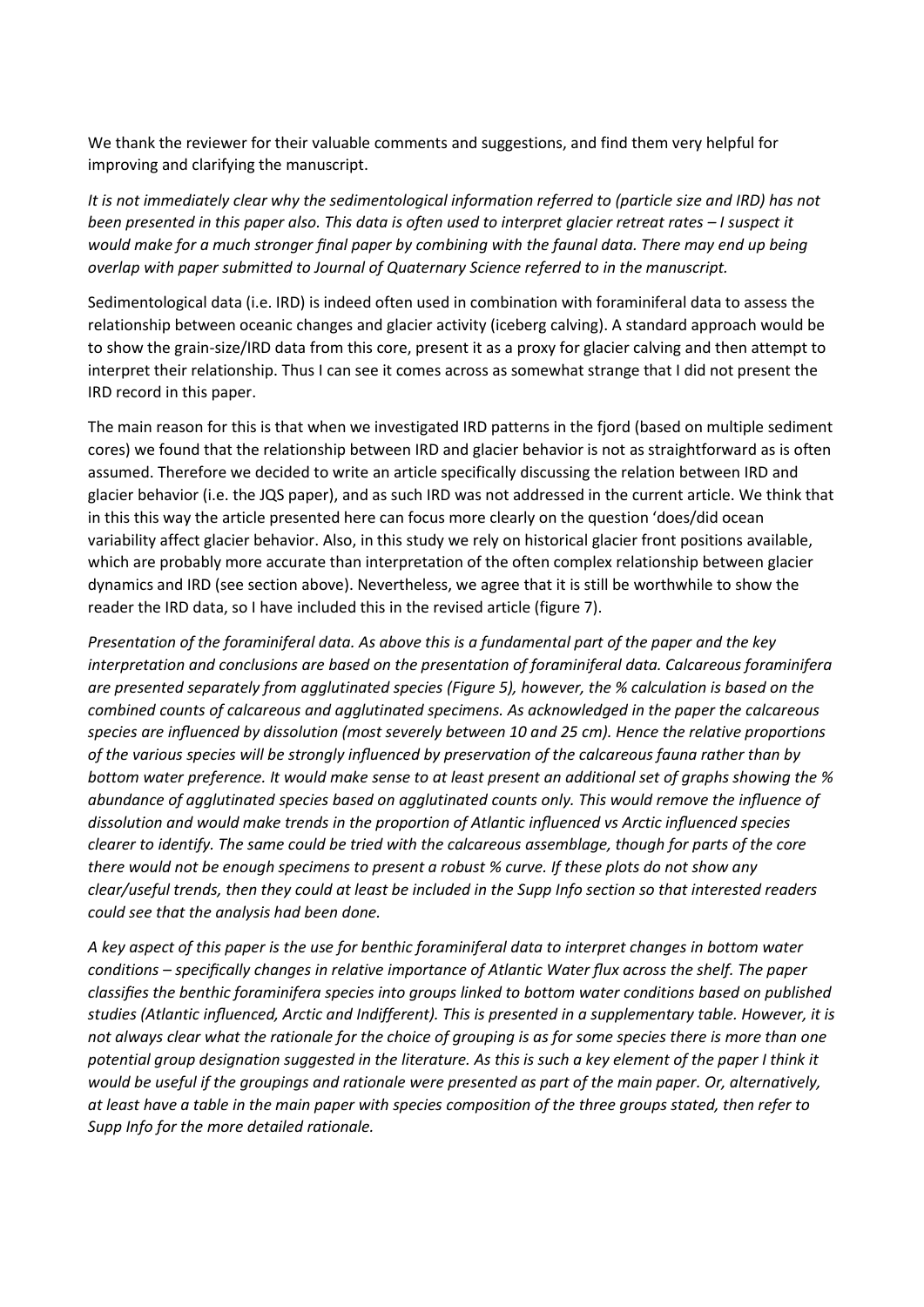We thank the reviewer for their valuable comments and suggestions, and find them very helpful for improving and clarifying the manuscript.

*It is not immediately clear why the sedimentological information referred to (particle size and IRD) has not been presented in this paper also. This data is often used to interpret glacier retreat rates – I suspect it would make for a much stronger final paper by combining with the faunal data. There may end up being overlap with paper submitted to Journal of Quaternary Science referred to in the manuscript.*

Sedimentological data (i.e. IRD) is indeed often used in combination with foraminiferal data to assess the relationship between oceanic changes and glacier activity (iceberg calving). A standard approach would be to show the grain-size/IRD data from this core, present it as a proxy for glacier calving and then attempt to interpret their relationship. Thus I can see it comes across as somewhat strange that I did not present the IRD record in this paper.

The main reason for this is that when we investigated IRD patterns in the fjord (based on multiple sediment cores) we found that the relationship between IRD and glacier behavior is not as straightforward as is often assumed. Therefore we decided to write an article specifically discussing the relation between IRD and glacier behavior (i.e. the JQS paper), and as such IRD was not addressed in the current article. We think that in this this way the article presented here can focus more clearly on the question 'does/did ocean variability affect glacier behavior. Also, in this study we rely on historical glacier front positions available, which are probably more accurate than interpretation of the often complex relationship between glacier dynamics and IRD (see section above). Nevertheless, we agree that it is still be worthwhile to show the reader the IRD data, so I have included this in the revised article (figure 7).

*Presentation of the foraminiferal data. As above this is a fundamental part of the paper and the key interpretation and conclusions are based on the presentation of foraminiferal data. Calcareous foraminifera are presented separately from agglutinated species (Figure 5), however, the % calculation is based on the combined counts of calcareous and agglutinated specimens. As acknowledged in the paper the calcareous species are influenced by dissolution (most severely between 10 and 25 cm). Hence the relative proportions of the various species will be strongly influenced by preservation of the calcareous fauna rather than by bottom water preference. It would make sense to at least present an additional set of graphs showing the % abundance of agglutinated species based on agglutinated counts only. This would remove the influence of dissolution and would make trends in the proportion of Atlantic influenced vs Arctic influenced species clearer to identify. The same could be tried with the calcareous assemblage, though for parts of the core there would not be enough specimens to present a robust % curve. If these plots do not show any clear/useful trends, then they could at least be included in the Supp Info section so that interested readers could see that the analysis had been done.*

*A key aspect of this paper is the use for benthic foraminiferal data to interpret changes in bottom water conditions – specifically changes in relative importance of Atlantic Water flux across the shelf. The paper classifies the benthic foraminifera species into groups linked to bottom water conditions based on published studies (Atlantic influenced, Arctic and Indifferent). This is presented in a supplementary table. However, it is not always clear what the rationale for the choice of grouping is as for some species there is more than one potential group designation suggested in the literature. As this is such a key element of the paper I think it would be useful if the groupings and rationale were presented as part of the main paper. Or, alternatively, at least have a table in the main paper with species composition of the three groups stated, then refer to Supp Info for the more detailed rationale.*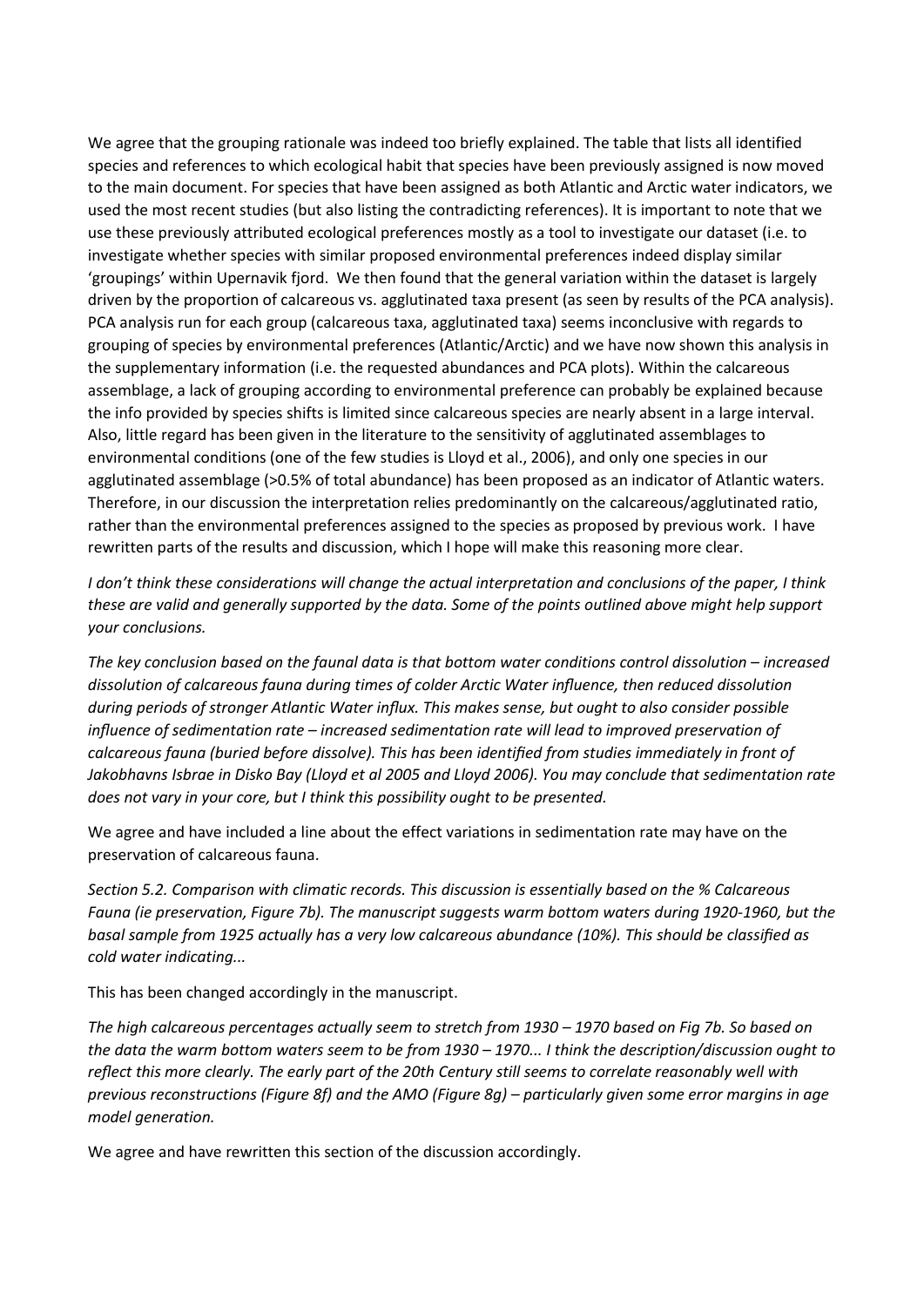We agree that the grouping rationale was indeed too briefly explained. The table that lists all identified species and references to which ecological habit that species have been previously assigned is now moved to the main document. For species that have been assigned as both Atlantic and Arctic water indicators, we used the most recent studies (but also listing the contradicting references). It is important to note that we use these previously attributed ecological preferences mostly as a tool to investigate our dataset (i.e. to investigate whether species with similar proposed environmental preferences indeed display similar 'groupings' within Upernavik fjord. We then found that the general variation within the dataset is largely driven by the proportion of calcareous vs. agglutinated taxa present (as seen by results of the PCA analysis). PCA analysis run for each group (calcareous taxa, agglutinated taxa) seems inconclusive with regards to grouping of species by environmental preferences (Atlantic/Arctic) and we have now shown this analysis in the supplementary information (i.e. the requested abundances and PCA plots). Within the calcareous assemblage, a lack of grouping according to environmental preference can probably be explained because the info provided by species shifts is limited since calcareous species are nearly absent in a large interval. Also, little regard has been given in the literature to the sensitivity of agglutinated assemblages to environmental conditions (one of the few studies is Lloyd et al., 2006), and only one species in our agglutinated assemblage (>0.5% of total abundance) has been proposed as an indicator of Atlantic waters. Therefore, in our discussion the interpretation relies predominantly on the calcareous/agglutinated ratio, rather than the environmental preferences assigned to the species as proposed by previous work. I have rewritten parts of the results and discussion, which I hope will make this reasoning more clear.

*I don't think these considerations will change the actual interpretation and conclusions of the paper, I think these are valid and generally supported by the data. Some of the points outlined above might help support your conclusions.*

*The key conclusion based on the faunal data is that bottom water conditions control dissolution – increased dissolution of calcareous fauna during times of colder Arctic Water influence, then reduced dissolution during periods of stronger Atlantic Water influx. This makes sense, but ought to also consider possible influence of sedimentation rate – increased sedimentation rate will lead to improved preservation of calcareous fauna (buried before dissolve). This has been identified from studies immediately in front of Jakobhavns Isbrae in Disko Bay (Lloyd et al 2005 and Lloyd 2006). You may conclude that sedimentation rate does not vary in your core, but I think this possibility ought to be presented.*

We agree and have included a line about the effect variations in sedimentation rate may have on the preservation of calcareous fauna.

*Section 5.2. Comparison with climatic records. This discussion is essentially based on the % Calcareous Fauna (ie preservation, Figure 7b). The manuscript suggests warm bottom waters during 1920-1960, but the basal sample from 1925 actually has a very low calcareous abundance (10%). This should be classified as cold water indicating...*

This has been changed accordingly in the manuscript.

*The high calcareous percentages actually seem to stretch from 1930 – 1970 based on Fig 7b. So based on the data the warm bottom waters seem to be from 1930 – 1970... I think the description/discussion ought to reflect this more clearly. The early part of the 20th Century still seems to correlate reasonably well with previous reconstructions (Figure 8f) and the AMO (Figure 8g) – particularly given some error margins in age model generation.*

We agree and have rewritten this section of the discussion accordingly.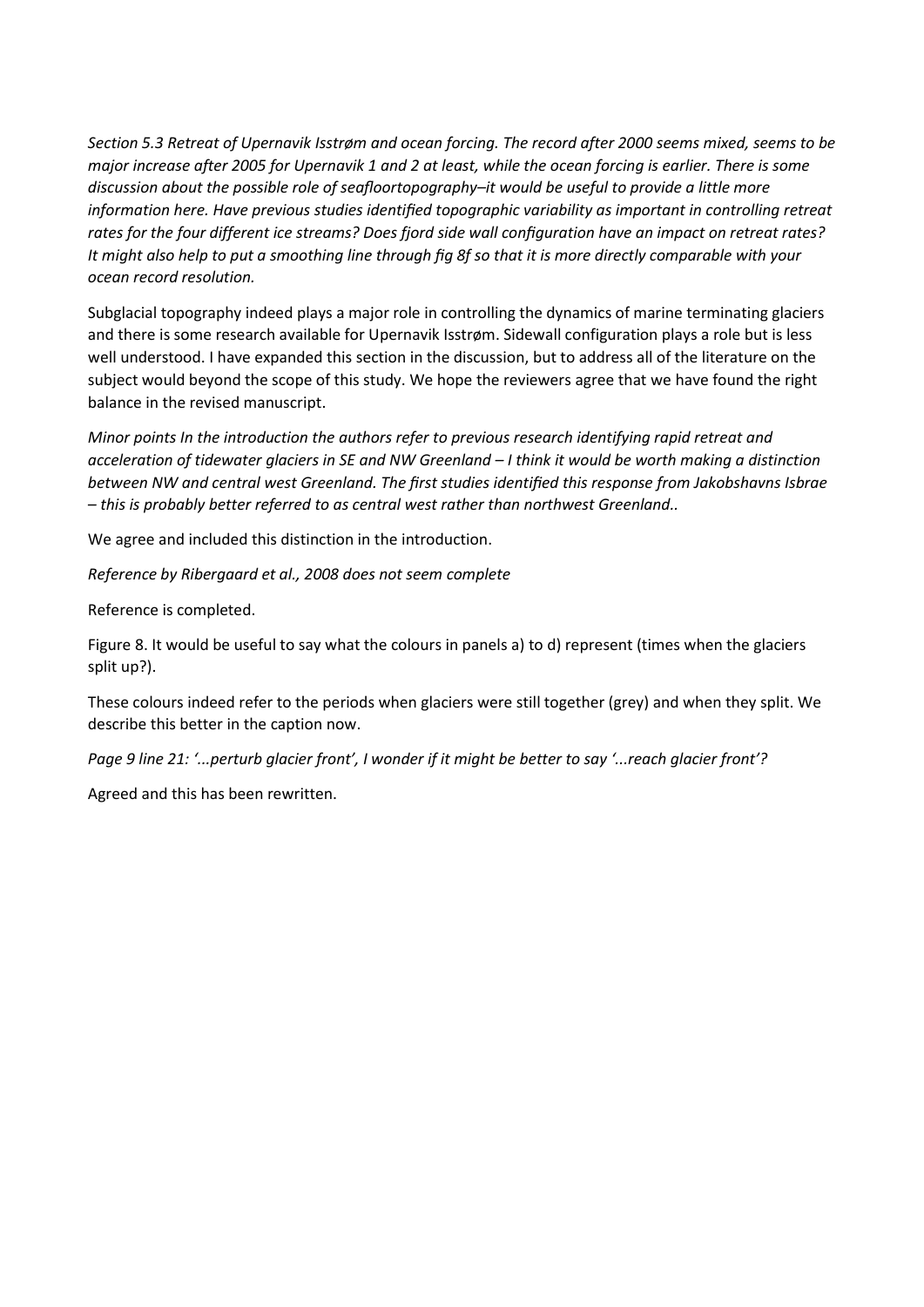*Section 5.3 Retreat of Upernavik Isstrøm and ocean forcing. The record after 2000 seems mixed, seems to be major increase after 2005 for Upernavik 1 and 2 at least, while the ocean forcing is earlier. There is some discussion about the possible role of seafloortopography–it would be useful to provide a little more information here. Have previous studies identified topographic variability as important in controlling retreat rates for the four different ice streams? Does fjord side wall configuration have an impact on retreat rates? It might also help to put a smoothing line through fig 8f so that it is more directly comparable with your ocean record resolution.*

Subglacial topography indeed plays a major role in controlling the dynamics of marine terminating glaciers and there is some research available for Upernavik Isstrøm. Sidewall configuration plays a role but is less well understood. I have expanded this section in the discussion, but to address all of the literature on the subject would beyond the scope of this study. We hope the reviewers agree that we have found the right balance in the revised manuscript.

*Minor points In the introduction the authors refer to previous research identifying rapid retreat and acceleration of tidewater glaciers in SE and NW Greenland – I think it would be worth making a distinction between NW and central west Greenland. The first studies identified this response from Jakobshavns Isbrae – this is probably better referred to as central west rather than northwest Greenland..*

We agree and included this distinction in the introduction.

*Reference by Ribergaard et al., 2008 does not seem complete*

Reference is completed.

Figure 8. It would be useful to say what the colours in panels a) to d) represent (times when the glaciers split up?).

These colours indeed refer to the periods when glaciers were still together (grey) and when they split. We describe this better in the caption now.

*Page 9 line 21: '...perturb glacier front', I wonder if it might be better to say '...reach glacier front'?*

Agreed and this has been rewritten.